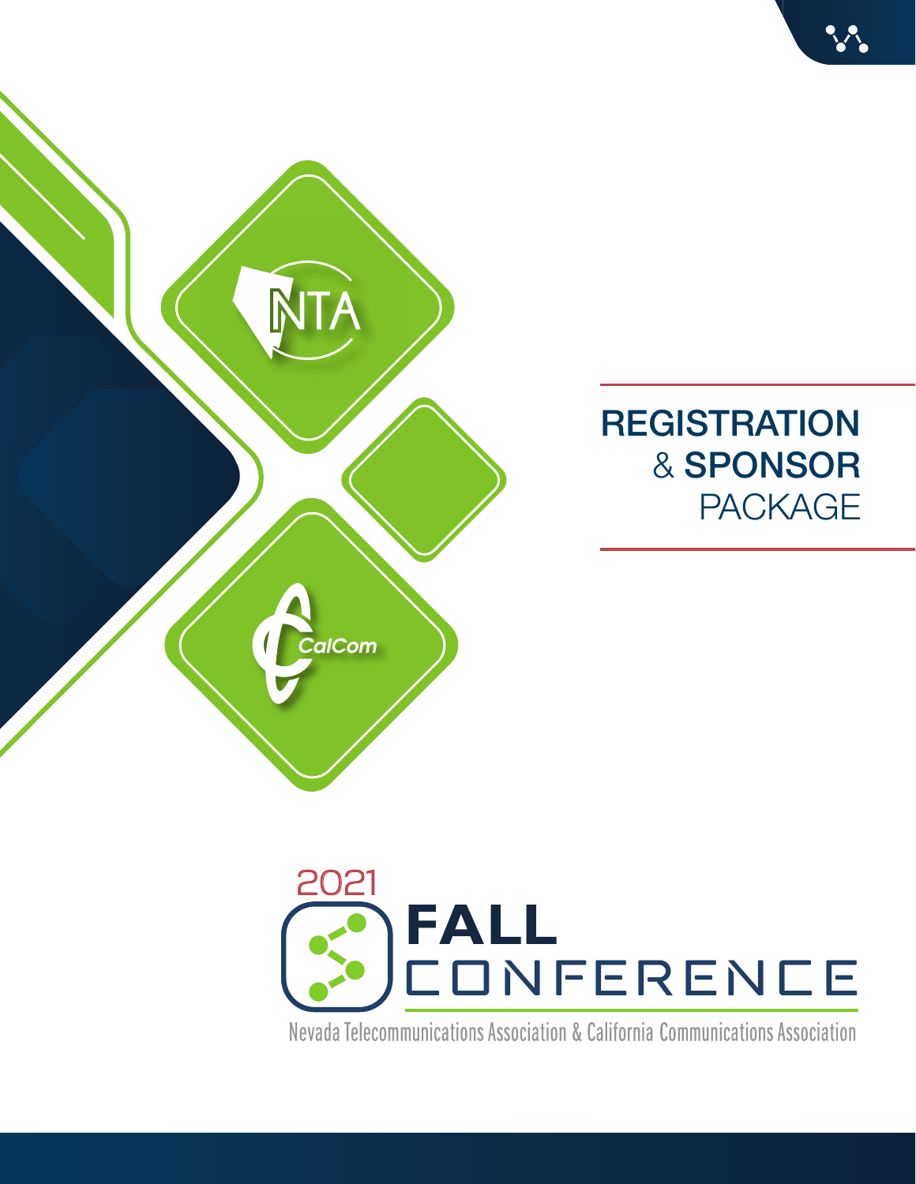NTA

CalCom

# REGISTRATION & SPONSOR PACKAGE

2021

# FALL CONFERENCE

Nevada Telecommunications Association & California Communications Association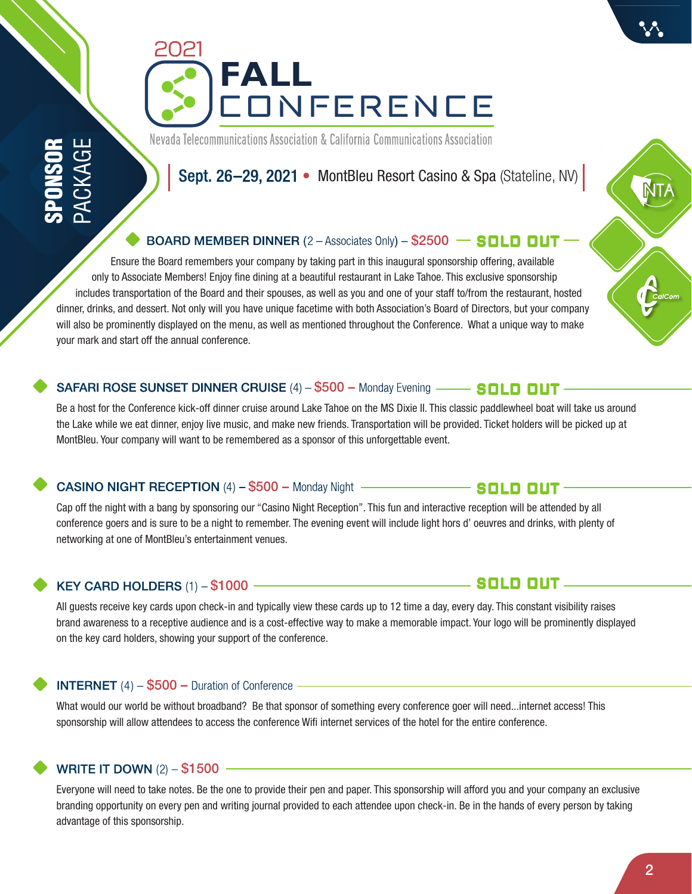SPONSOR PACKAGE

# 2021 FALL CONFERENCE

Nevada Telecommunications Association & California Communications Association

**Sept. 26–29, 2021** • MontBleu Resort Casino & Spa (Stateline, NV)

### BOARD MEMBER DINNER (2 – Associates Only) – $2500 — SOLD OUT —

Ensure the Board remembers your company by taking part in this inaugural sponsorship offering, available only to Associate Members! Enjoy fine dining at a beautiful restaurant in Lake Tahoe. This exclusive sponsorship includes transportation of the Board and their spouses, as well as you and one of your staff to/from the restaurant, hosted dinner, drinks, and dessert. Not only will you have unique facetime with both Association's Board of Directors, but your company will also be prominently displayed on the menu, as well as mentioned throughout the Conference. What a unique way to make your mark and start off the annual conference.

### SAFARI ROSE SUNSET DINNER CRUISE (4) – $500 – Monday Evening — SOLD OUT —

Be a host for the Conference kick-off dinner cruise around Lake Tahoe on the MS Dixie II. This classic paddlewheel boat will take us around the Lake while we eat dinner, enjoy live music, and make new friends. Transportation will be provided. Ticket holders will be picked up at MontBleu. Your company will want to be remembered as a sponsor of this unforgettable event.

### CASINO NIGHT RECEPTION (4) – $500 – Monday Night — SOLD OUT —

Cap off the night with a bang by sponsoring our "Casino Night Reception". This fun and interactive reception will be attended by all conference goers and is sure to be a night to remember. The evening event will include light hors d' oeuvres and drinks, with plenty of networking at one of MontBleu's entertainment venues.

### KEY CARD HOLDERS (1) – $1000 — SOLD OUT —

All guests receive key cards upon check-in and typically view these cards up to 12 time a day, every day. This constant visibility raises brand awareness to a receptive audience and is a cost-effective way to make a memorable impact. Your logo will be prominently displayed on the key card holders, showing your support of the conference.

### INTERNET (4) – $500 – Duration of Conference

What would our world be without broadband? Be that sponsor of something every conference goer will need...internet access! This sponsorship will allow attendees to access the conference Wifi internet services of the hotel for the entire conference.

### WRITE IT DOWN (2) – $1500

Everyone will need to take notes. Be the one to provide their pen and paper. This sponsorship will afford you and your company an exclusive branding opportunity on every pen and writing journal provided to each attendee upon check-in. Be in the hands of every person by taking advantage of this sponsorship.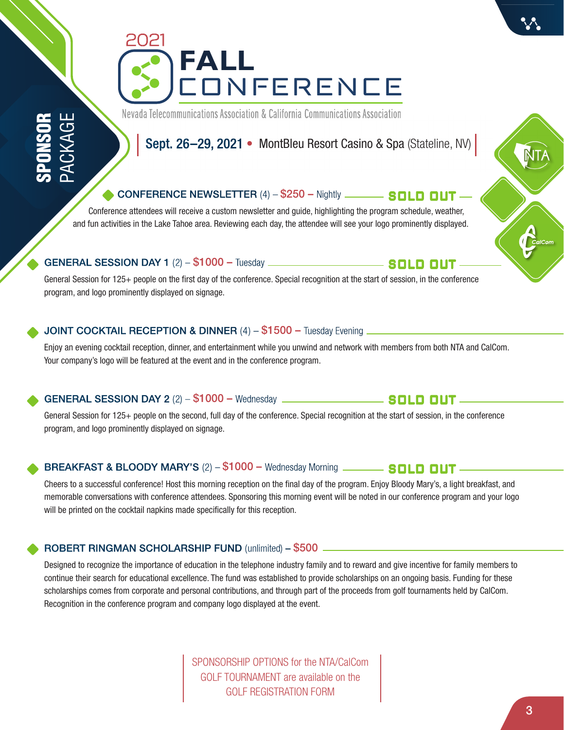# 2021 FALL CONFERENCE

Nevada Telecommunications Association & California Communications Association

**SPONSOR** PACKAGE

**Sept. 26–29, 2021** • MontBleu Resort Casino & Spa (Stateline, NV)

### CONFERENCE NEWSLETTER (4) – $250 – Nightly — SOLD OUT

Conference attendees will receive a custom newsletter and guide, highlighting the program schedule, weather, and fun activities in the Lake Tahoe area. Reviewing each day, the attendee will see your logo prominently displayed.

### GENERAL SESSION DAY 1 (2) – $1000 – Tuesday — SOLD OUT

General Session for 125+ people on the first day of the conference. Special recognition at the start of session, in the conference program, and logo prominently displayed on signage.

### JOINT COCKTAIL RECEPTION & DINNER (4) – $1500 – Tuesday Evening

Enjoy an evening cocktail reception, dinner, and entertainment while you unwind and network with members from both NTA and CalCom. Your company's logo will be featured at the event and in the conference program.

### GENERAL SESSION DAY 2 (2) – $1000 – Wednesday — SOLD OUT

General Session for 125+ people on the second, full day of the conference. Special recognition at the start of session, in the conference program, and logo prominently displayed on signage.

### BREAKFAST & BLOODY MARY'S (2) – $1000 – Wednesday Morning — SOLD OUT

Cheers to a successful conference! Host this morning reception on the final day of the program. Enjoy Bloody Mary's, a light breakfast, and memorable conversations with conference attendees. Sponsoring this morning event will be noted in our conference program and your logo will be printed on the cocktail napkins made specifically for this reception.

### ROBERT RINGMAN SCHOLARSHIP FUND (unlimited) – $500

Designed to recognize the importance of education in the telephone industry family and to reward and give incentive for family members to continue their search for educational excellence. The fund was established to provide scholarships on an ongoing basis. Funding for these scholarships comes from corporate and personal contributions, and through part of the proceeds from golf tournaments held by CalCom. Recognition in the conference program and company logo displayed at the event.

SPONSORSHIP OPTIONS for the NTA/CalCom GOLF TOURNAMENT are available on the GOLF REGISTRATION FORM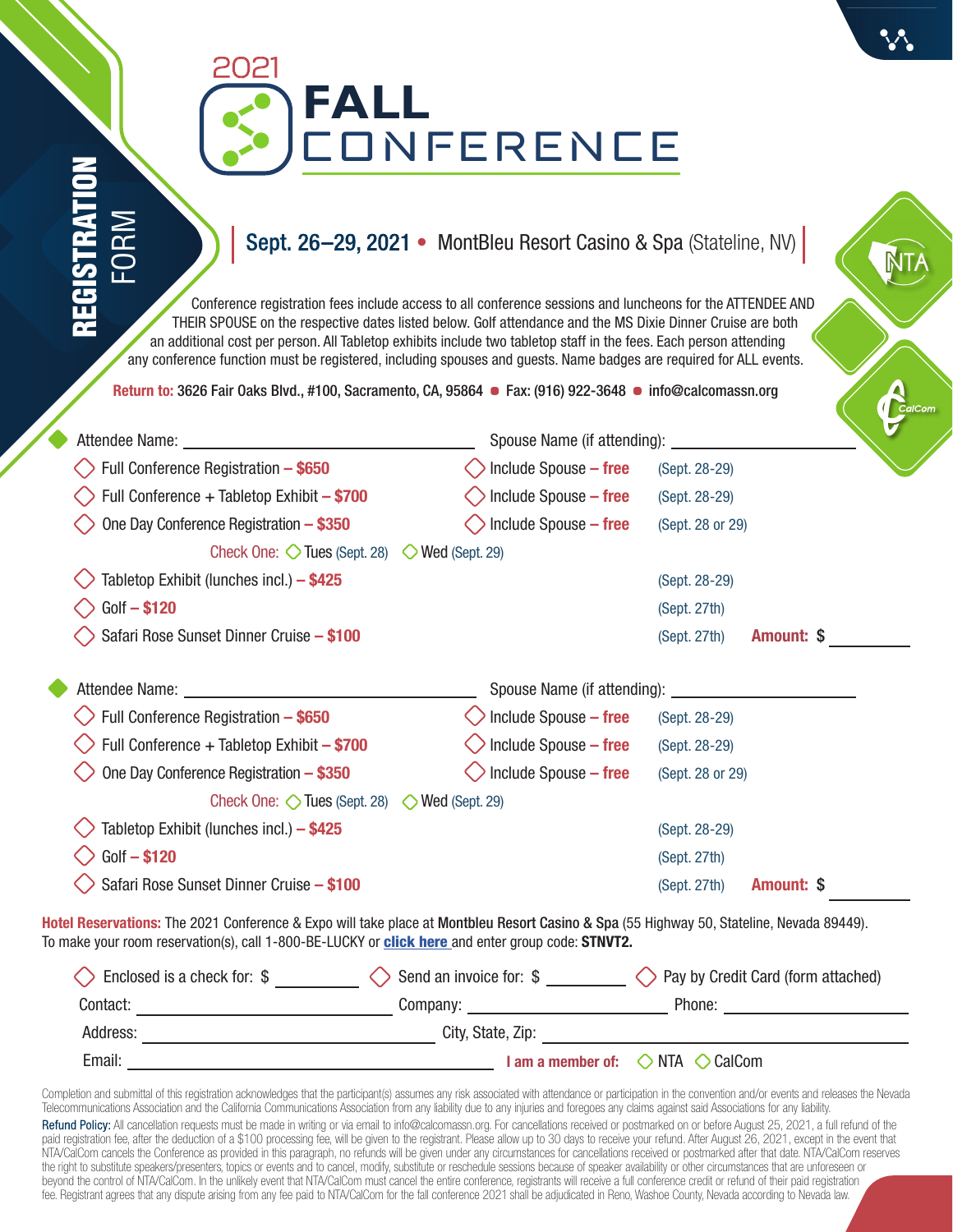# 2021 FALL CONFERENCE

## REGISTRATION FORM

**Sept. 26–29, 2021** • MontBleu Resort Casino & Spa (Stateline, NV)

Conference registration fees include access to all conference sessions and luncheons for the ATTENDEE AND THEIR SPOUSE on the respective dates listed below. Golf attendance and the MS Dixie Dinner Cruise are both an additional cost per person. All Tabletop exhibits include two tabletop staff in the fees. Each person attending any conference function must be registered, including spouses and guests. Name badges are required for ALL events.

**Return to:** 3626 Fair Oaks Blvd., #100, Sacramento, CA, 95864 • Fax: (916) 922-3648 • info@calcomassn.org

Attendee Name: ______________________ Spouse Name (if attending): ______________________

- ◇ Full Conference Registration – **$650** ◇ Include Spouse – **free** (Sept. 28-29)
- ◇ Full Conference + Tabletop Exhibit – **$700** ◇ Include Spouse – **free** (Sept. 28-29)
- ◇ One Day Conference Registration – **$350** ◇ Include Spouse – **free** (Sept. 28 or 29)
  - Check One: ◇ Tues (Sept. 28) ◇ Wed (Sept. 29)
- ◇ Tabletop Exhibit (lunches incl.) – **$425** (Sept. 28-29)
- ◇ Golf – **$120** (Sept. 27th)
- ◇ Safari Rose Sunset Dinner Cruise – **$100** (Sept. 27th) **Amount: $** ________

Attendee Name: ______________________ Spouse Name (if attending): ______________________

- ◇ Full Conference Registration – **$650** ◇ Include Spouse – **free** (Sept. 28-29)
- ◇ Full Conference + Tabletop Exhibit – **$700** ◇ Include Spouse – **free** (Sept. 28-29)
- ◇ One Day Conference Registration – **$350** ◇ Include Spouse – **free** (Sept. 28 or 29)
  - Check One: ◇ Tues (Sept. 28) ◇ Wed (Sept. 29)
- ◇ Tabletop Exhibit (lunches incl.) – **$425** (Sept. 28-29)
- ◇ Golf – **$120** (Sept. 27th)
- ◇ Safari Rose Sunset Dinner Cruise – **$100** (Sept. 27th) **Amount: $** ________

**Hotel Reservations:** The 2021 Conference & Expo will take place at **Montbleu Resort Casino & Spa** (55 Highway 50, Stateline, Nevada 89449). To make your room reservation(s), call 1-800-BE-LUCKY or **click here** and enter group code: **STNVT2.**

◇ Enclosed is a check for: $ ________ ◇ Send an invoice for: $ ________ ◇ Pay by Credit Card (form attached)

Contact: ______________ Company: ______________ Phone: ______________

Address: ______________ City, State, Zip: ______________

Email: ______________ **I am a member of:** ◇ NTA ◇ CalCom

Completion and submittal of this registration acknowledges that the participant(s) assumes any risk associated with attendance or participation in the convention and/or events and releases the Nevada Telecommunications Association and the California Communications Association from any liability due to any injuries and foregoes any claims against said Associations for any liability.

Refund Policy: All cancellation requests must be made in writing or via email to info@calcomassn.org. For cancellations received or postmarked on or before August 25, 2021, a full refund of the paid registration fee, after the deduction of a $100 processing fee, will be given to the registrant. Please allow up to 30 days to receive your refund. After August 26, 2021, except in the event that NTA/CalCom cancels the Conference as provided in this paragraph, no refunds will be given under any circumstances for cancellations received or postmarked after that date. NTA/CalCom reserves the right to substitute speakers/presenters, topics or events and to cancel, modify, substitute or reschedule sessions because of speaker availability or other circumstances that are unforeseen or beyond the control of NTA/CalCom. In the unlikely event that NTA/CalCom must cancel the entire conference, registrants will receive a full conference credit or refund of their paid registration fee. Registrant agrees that any dispute arising from any fee paid to NTA/CalCom for the fall conference 2021 shall be adjudicated in Reno, Washoe County, Nevada according to Nevada law.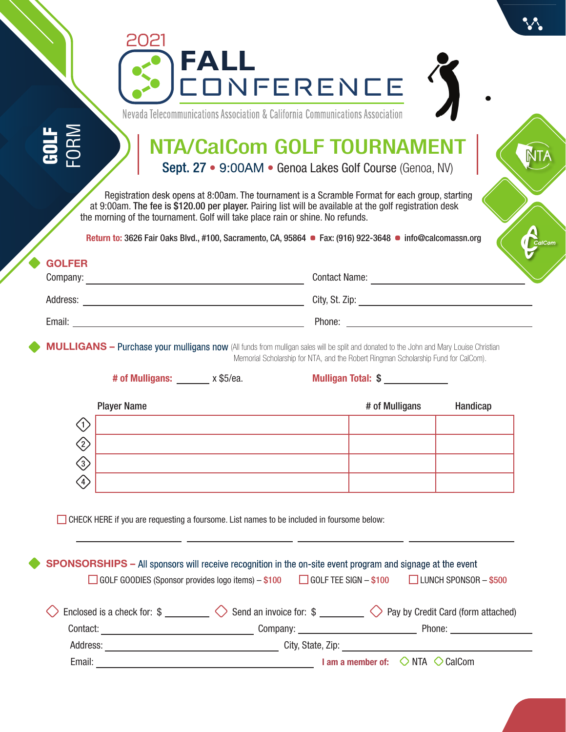# 2021 FALL CONFERENCE

Nevada Telecommunications Association & California Communications Association

**GOLF FORM**

## NTA/CalCom GOLF TOURNAMENT

**Sept. 27 • 9:00AM • Genoa Lakes Golf Course (Genoa, NV)**

Registration desk opens at 8:00am. The tournament is a Scramble Format for each group, starting at 9:00am. **The fee is $120.00 per player.** Pairing list will be available at the golf registration desk the morning of the tournament. Golf will take place rain or shine. No refunds.

**Return to:** 3626 Fair Oaks Blvd., #100, Sacramento, CA, 95864 • Fax: (916) 922-3648 • info@calcomassn.org

### GOLFER

Company: ______________________ Contact Name: ______________________

Address: ______________________ City, St. Zip: ______________________

Email: ______________________ Phone: ______________________

### MULLIGANS – Purchase your mulligans now

(All funds from mulligan sales will be split and donated to the John and Mary Louise Christian Memorial Scholarship for NTA, and the Robert Ringman Scholarship Fund for CalCom).

**# of Mulligans:** ______ x $5/ea. **Mulligan Total:** $ ___________

| | Player Name | # of Mulligans | Handicap |
|---|---|---|---|
| 1 | | | |
| 2 | | | |
| 3 | | | |
| 4 | | | |

☐ CHECK HERE if you are requesting a foursome. List names to be included in foursome below:

______________ ______________ ______________ ______________

### SPONSORSHIPS – All sponsors will receive recognition in the on-site event program and signage at the event

☐ GOLF GOODIES (Sponsor provides logo items) – $100 ☐ GOLF TEE SIGN – $100 ☐ LUNCH SPONSOR – $500

◇ Enclosed is a check for: $ ________ ◇ Send an invoice for: $ ________ ◇ Pay by Credit Card (form attached)

Contact: ______________________ Company: ______________________ Phone: ______________

Address: ______________________ City, State, Zip: ______________________

Email: ______________________ **I am a member of:** ◇ NTA ◇ CalCom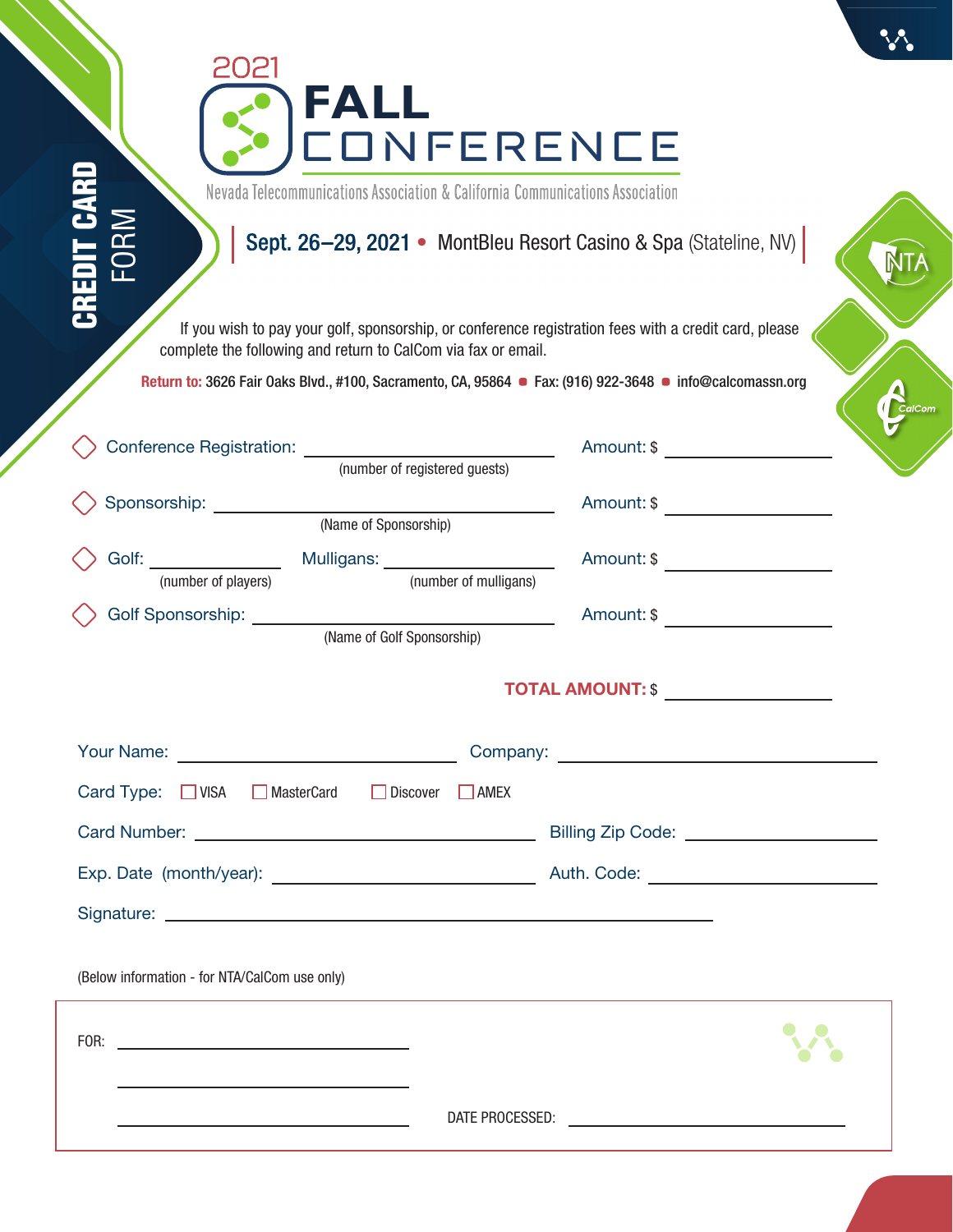# CREDIT CARD FORM

## 2021 FALL CONFERENCE

Nevada Telecommunications Association & California Communications Association

**Sept. 26–29, 2021** • MontBleu Resort Casino & Spa (Stateline, NV)

NTA

CalCom

If you wish to pay your golf, sponsorship, or conference registration fees with a credit card, please complete the following and return to CalCom via fax or email.

**Return to:** 3626 Fair Oaks Blvd., #100, Sacramento, CA, 95864 • Fax: (916) 922-3648 • info@calcomassn.org

◇ Conference Registration: ______________________ Amount: $ ____________
(number of registered guests)

◇ Sponsorship: ______________________ Amount: $ ____________
(Name of Sponsorship)

◇ Golf: __________ Mulligans: __________ Amount: $ ____________
(number of players) (number of mulligans)

◇ Golf Sponsorship: ______________________ Amount: $ ____________
(Name of Golf Sponsorship)

**TOTAL AMOUNT:** $ ____________

Your Name: ______________________ Company: ______________________

Card Type: ☐ VISA ☐ MasterCard ☐ Discover ☐ AMEX

Card Number: ______________________ Billing Zip Code: ______________________

Exp. Date (month/year): ______________________ Auth. Code: ______________________

Signature: ______________________________________________

(Below information - for NTA/CalCom use only)

FOR: ______________________

______________________

______________________ DATE PROCESSED: ______________________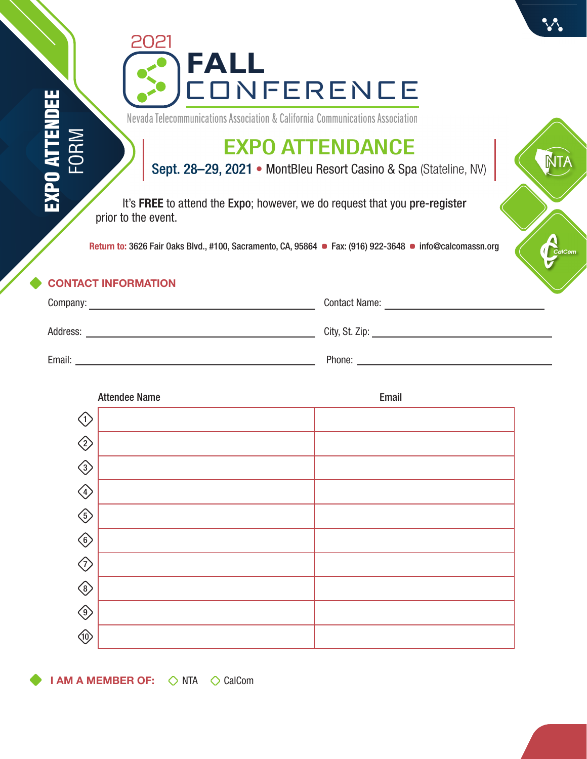EXPO ATTENDEE FORM

2021 FALL CONFERENCE

Nevada Telecommunications Association & California Communications Association

# EXPO ATTENDANCE

**Sept. 28–29, 2021** • MontBleu Resort Casino & Spa (Stateline, NV)

It's **FREE** to attend the **Expo**; however, we do request that you **pre-register** prior to the event.

**Return to:** 3626 Fair Oaks Blvd., #100, Sacramento, CA, 95864 • Fax: (916) 922-3648 • info@calcomassn.org

## CONTACT INFORMATION

Company: ______________________ Contact Name: ______________________

Address: ______________________ City, St. Zip: ______________________

Email: ______________________ Phone: ______________________

| | Attendee Name | Email |
|---|---|---|
| 1 | | |
| 2 | | |
| 3 | | |
| 4 | | |
| 5 | | |
| 6 | | |
| 7 | | |
| 8 | | |
| 9 | | |
| 10 | | |

**I AM A MEMBER OF:** ◇ NTA ◇ CalCom